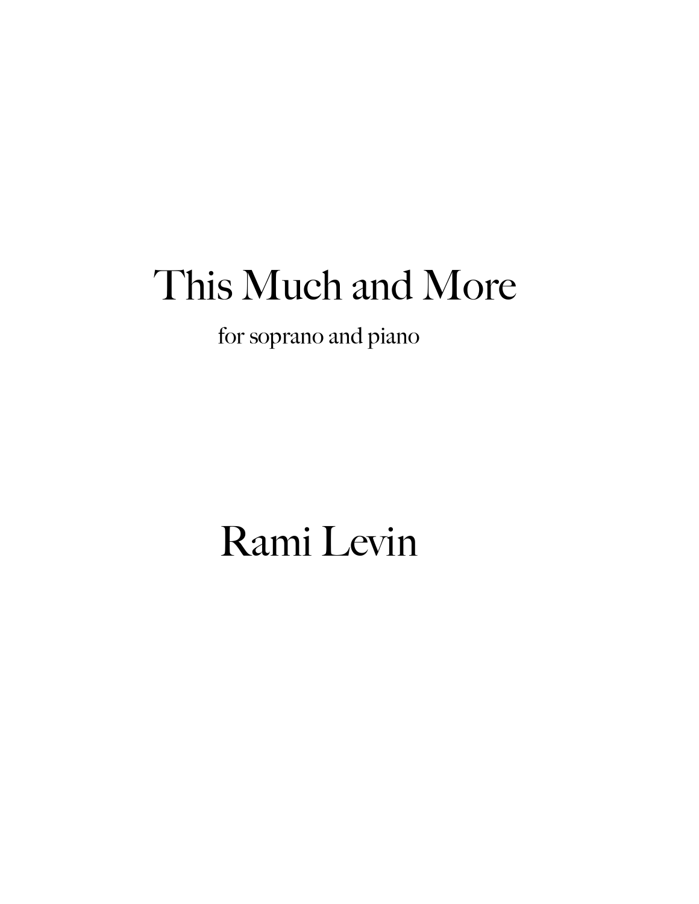# This Much and More

for soprano and piano

## Rami Levin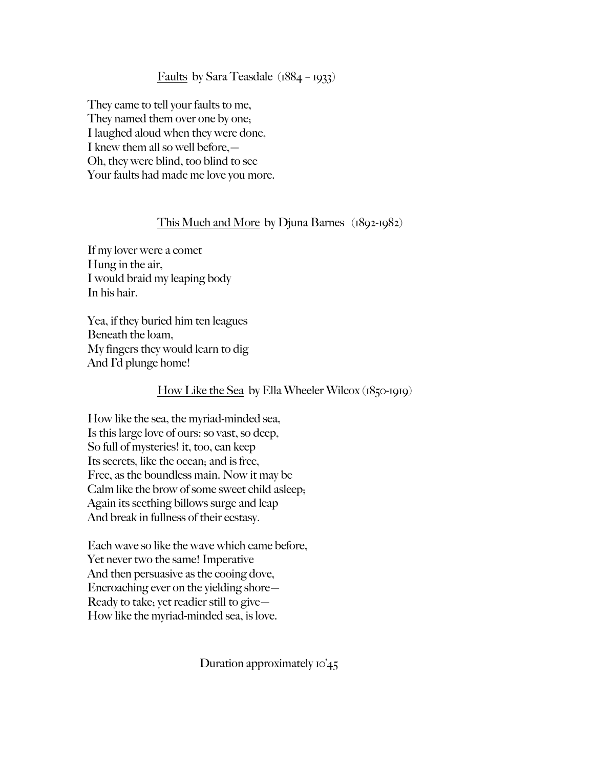Faults by Sara Teasdale (1884 – 1933)

They came to tell your faults to me,  
They named them over one by one;  
I laughed aloud when they were done,  
I knew them all so well before,—  
Oh, they were blind, too blind to see  
Your faults had made me love you more.

This Much and More by Djuna Barnes (1892-1982)

If my lover were a comet  
Hung in the air,  
I would braid my leaping body  
In his hair.

Yea, if they buried him ten leagues  
Beneath the loam,  
My fingers they would learn to dig  
And I'd plunge home!

How Like the Sea by Ella Wheeler Wilcox (1850-1919)

How like the sea, the myriad-minded sea,  
Is this large love of ours: so vast, so deep,  
So full of mysteries! it, too, can keep  
Its secrets, like the ocean; and is free,  
Free, as the boundless main. Now it may be  
Calm like the brow of some sweet child asleep;  
Again its seething billows surge and leap  
And break in fullness of their ecstasy.

Each wave so like the wave which came before,  
Yet never two the same! Imperative  
And then persuasive as the cooing dove,  
Encroaching ever on the yielding shore—  
Ready to take; yet readier still to give—  
How like the myriad-minded sea, is love.

Duration approximately 10'45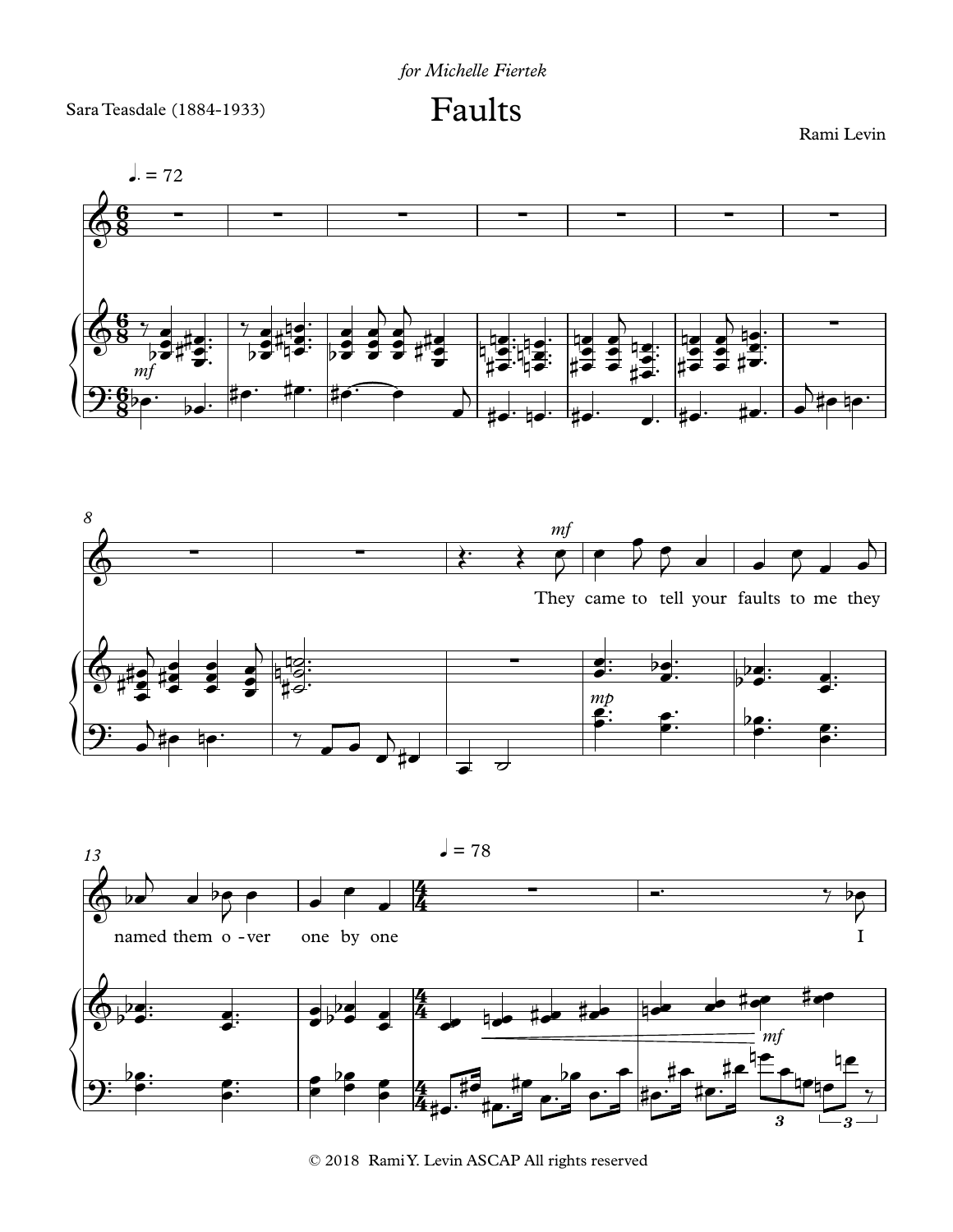*for Michelle Fiertek*

Sara Teasdale (1884-1933)

# Faults

Rami Levin

♩. = 72

They came to tell your faults to me they named them o - ver one by one

♩ = 78

I

© 2018 Rami Y. Levin ASCAP All rights reserved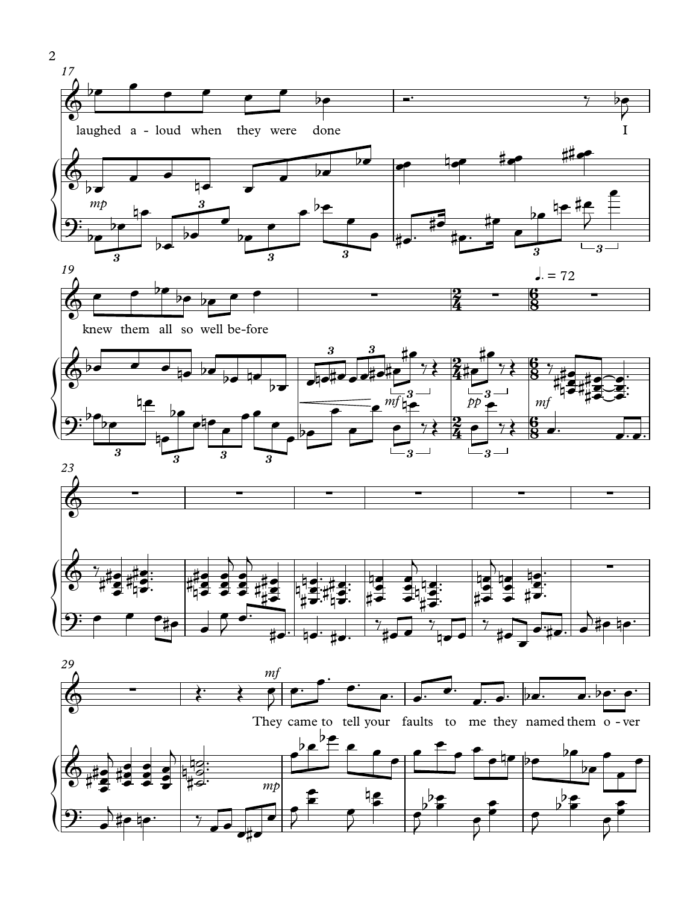laughed a-loud when they were done

I knew them all so well be-fore

They came to tell your faults to me they named them o-ver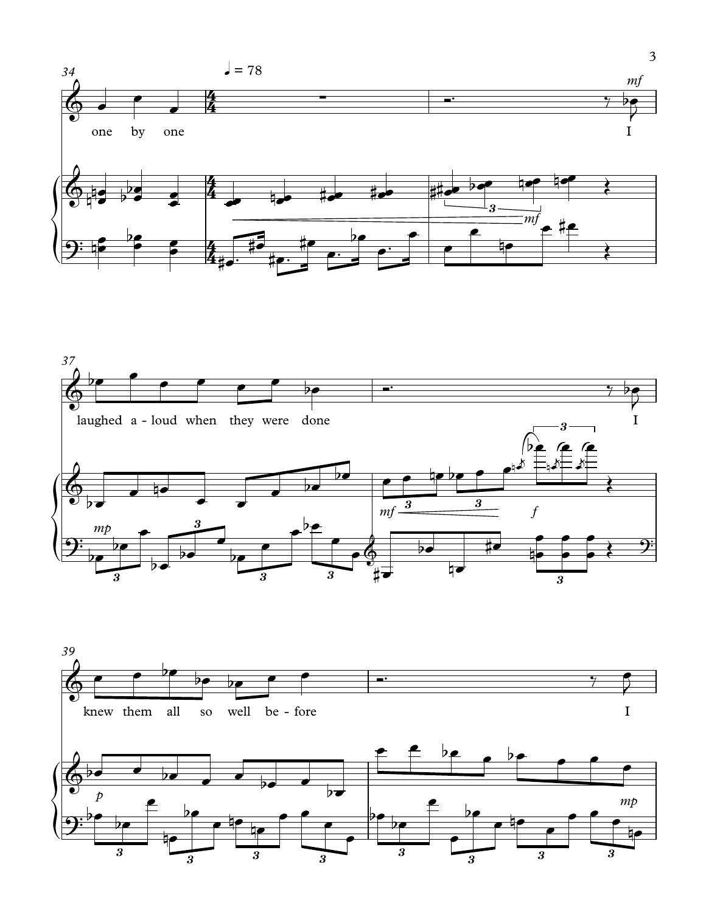34

♩ = 78

one by one I

laughed a - loud when they were done I

knew them all so well be - fore I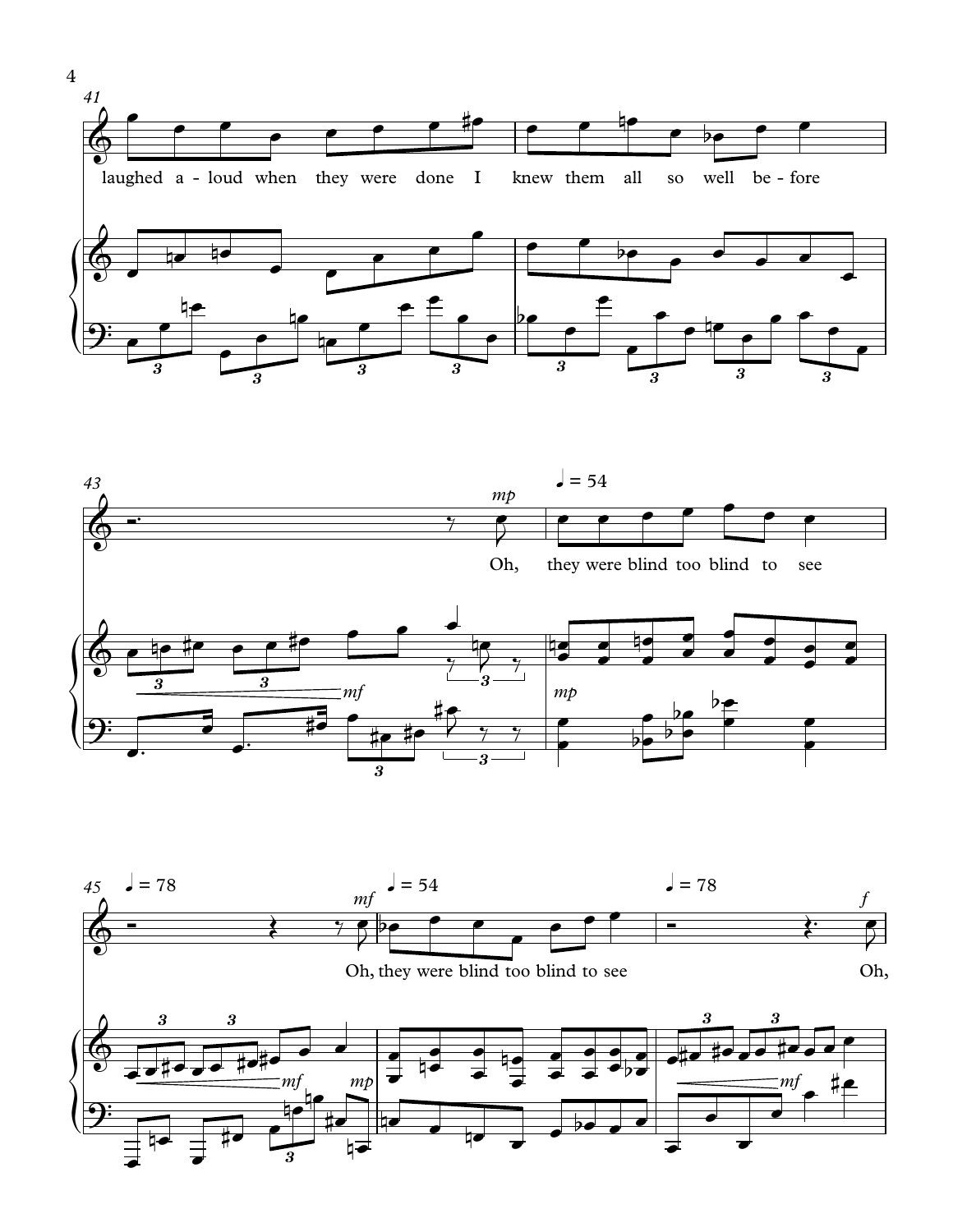41

laughed a-loud when they were done I knew them all so well be-fore

43

*mp*

♩ = 54

Oh, they were blind too blind to see

*mf* *mp*

45

♩ = 78

*mf*

♩ = 54

Oh, they were blind too blind to see

♩ = 78

*f*

Oh,

*mf* *mp* *mf*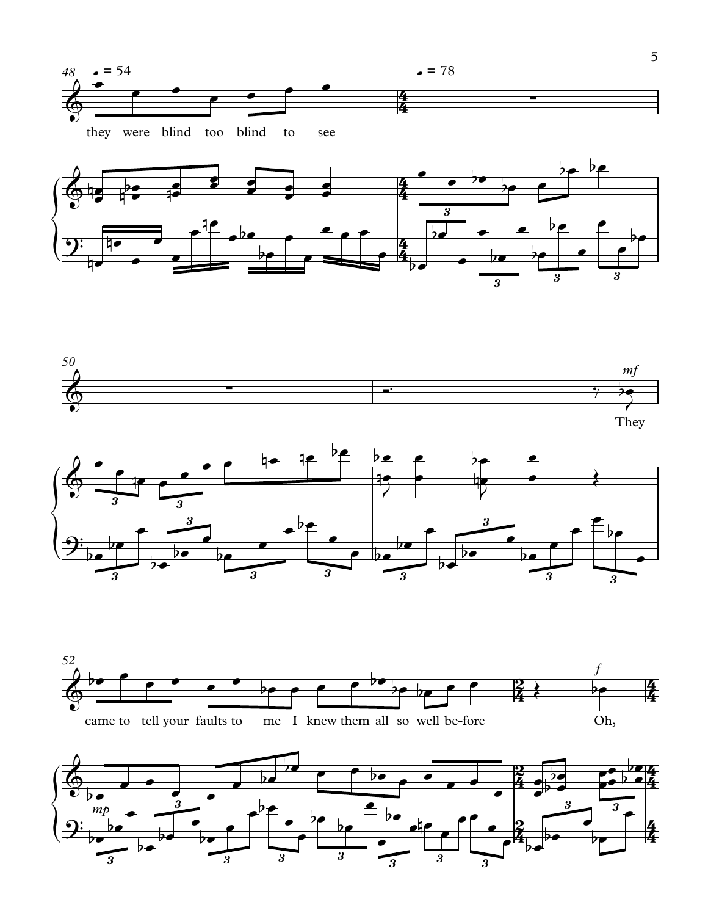48 ♩ = 54 ♩ = 78

they were blind too blind to see

50

*mf*

They

52

came to tell your faults to me I knew them all so well be-fore

*mp*

*f*

Oh,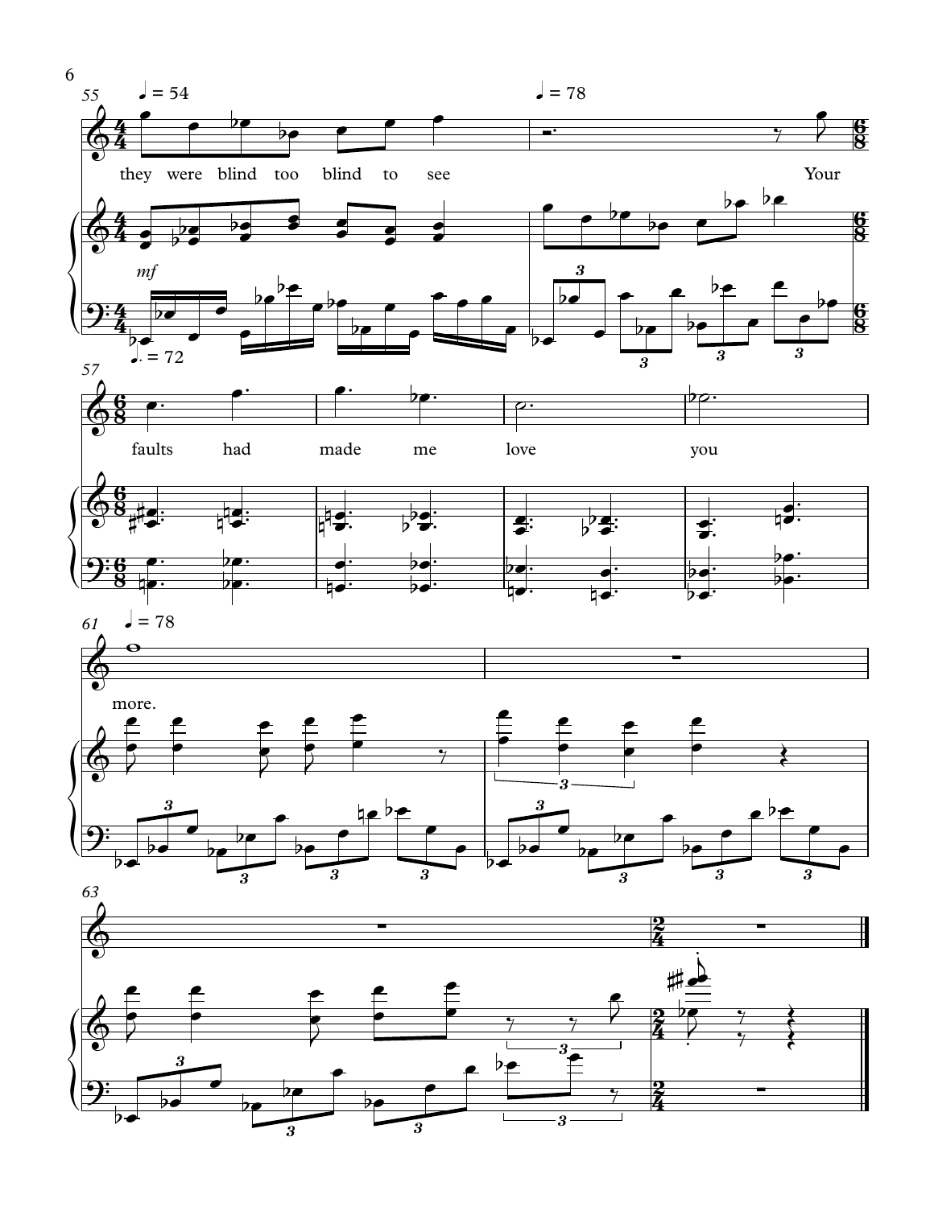55 ♩ = 54 ♩ = 78

they were blind too blind to see Your

*mf*

♩. = 72

57

faults had made me love you

61 ♩ = 78

more.

63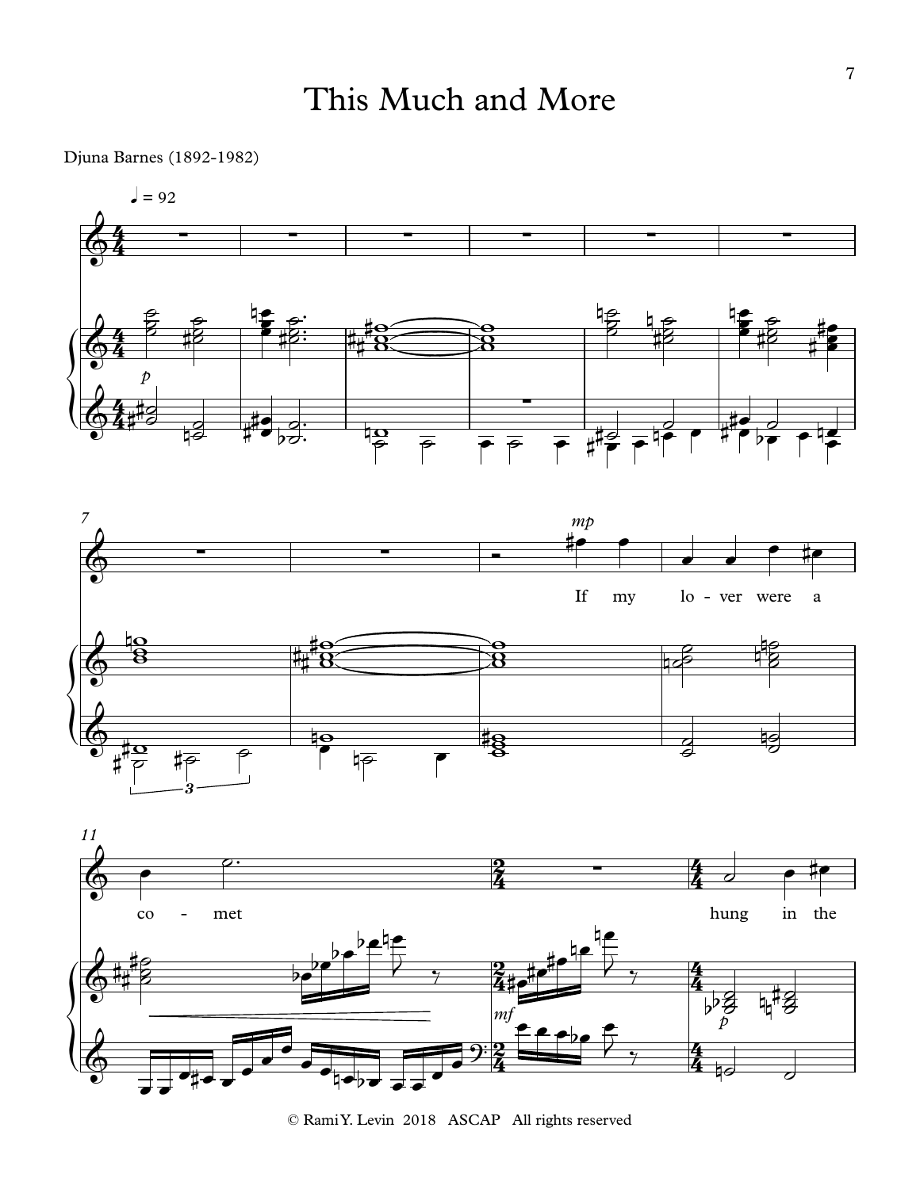# This Much and More

Djuna Barnes (1892-1982)

© Rami Y. Levin 2018 ASCAP All rights reserved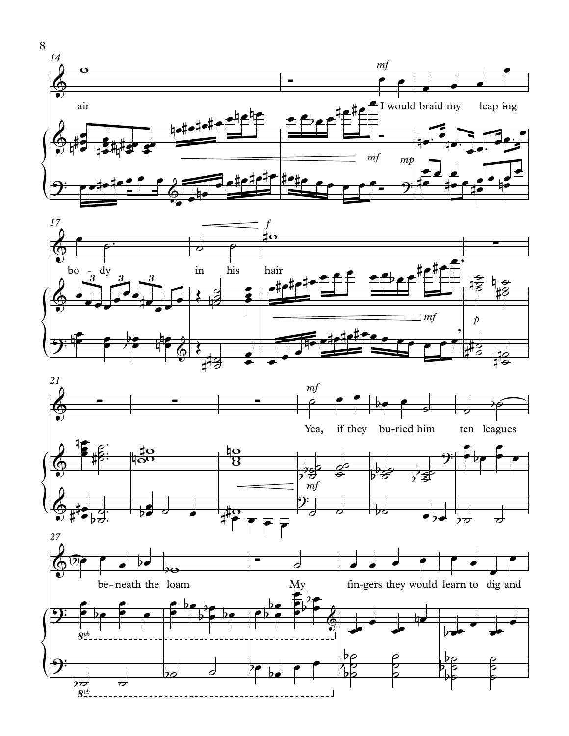air

I would braid my leap ing

bo - dy in his hair

Yea, if they bu-ried him ten leagues

be- neath the loam

My fin-gers they would learn to dig and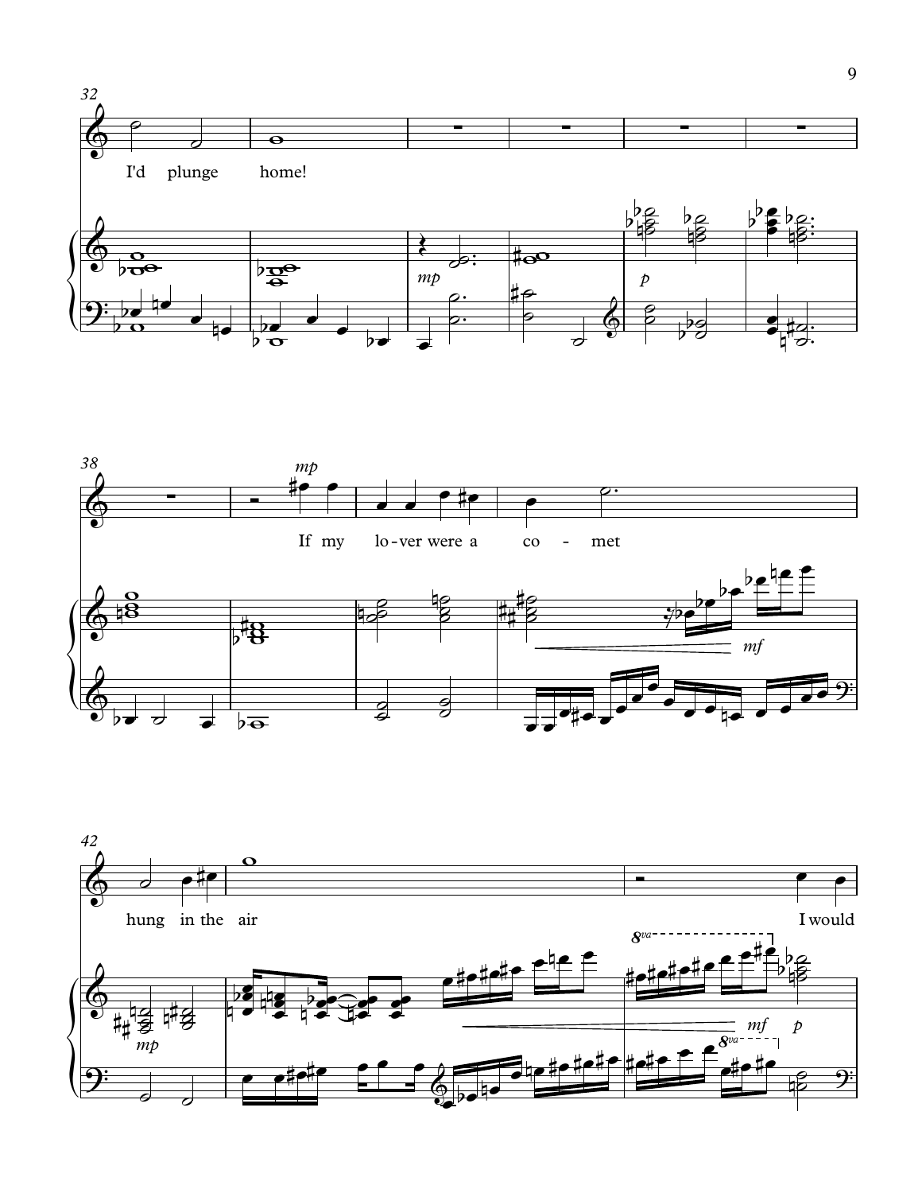32

I'd plunge home!

38

If my lo-ver were a co - met

42

hung in the air I would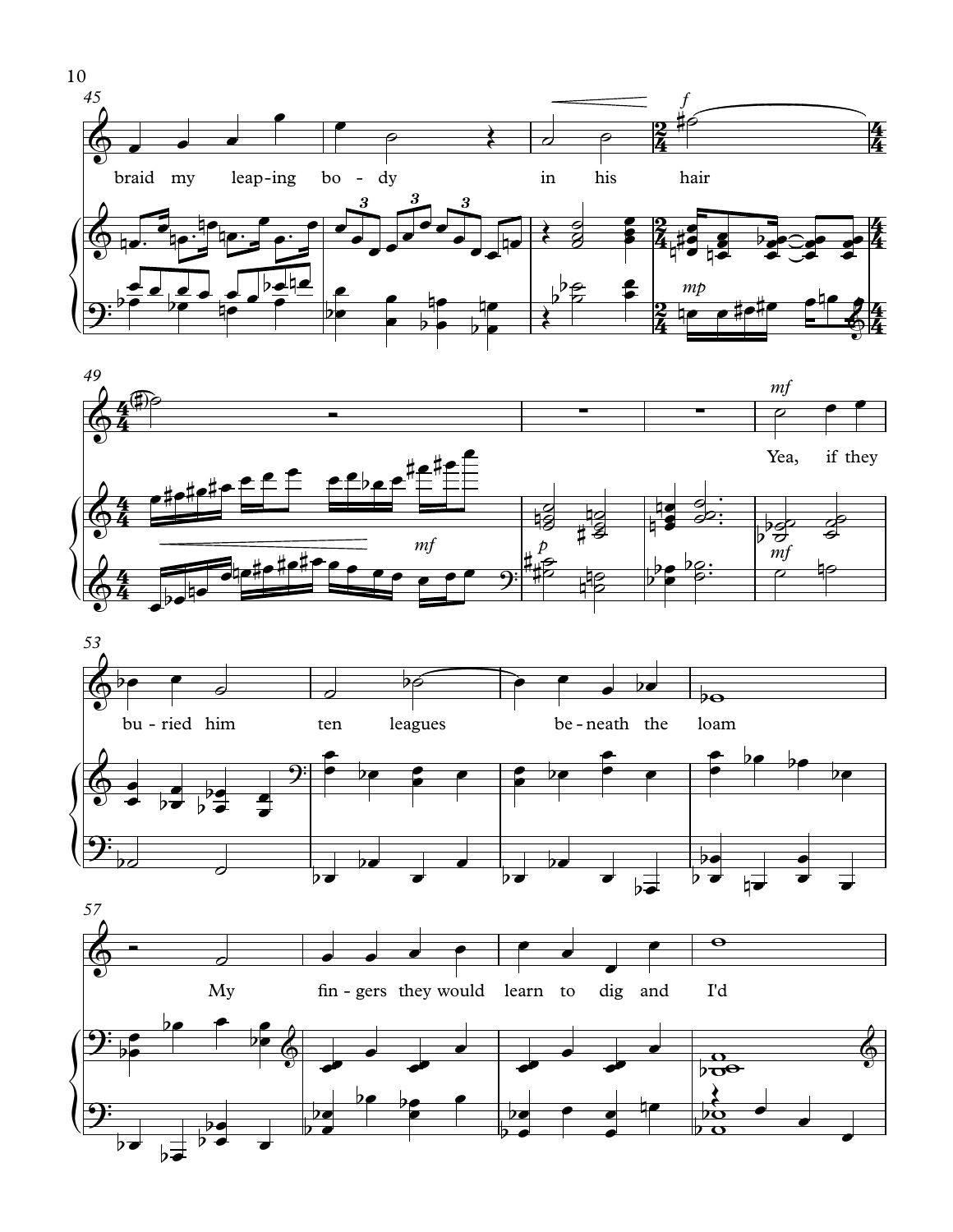braid my leap-ing bo-dy in his hair

Yea, if they bu-ried him ten leagues be-neath the loam

My fin-gers they would learn to dig and I'd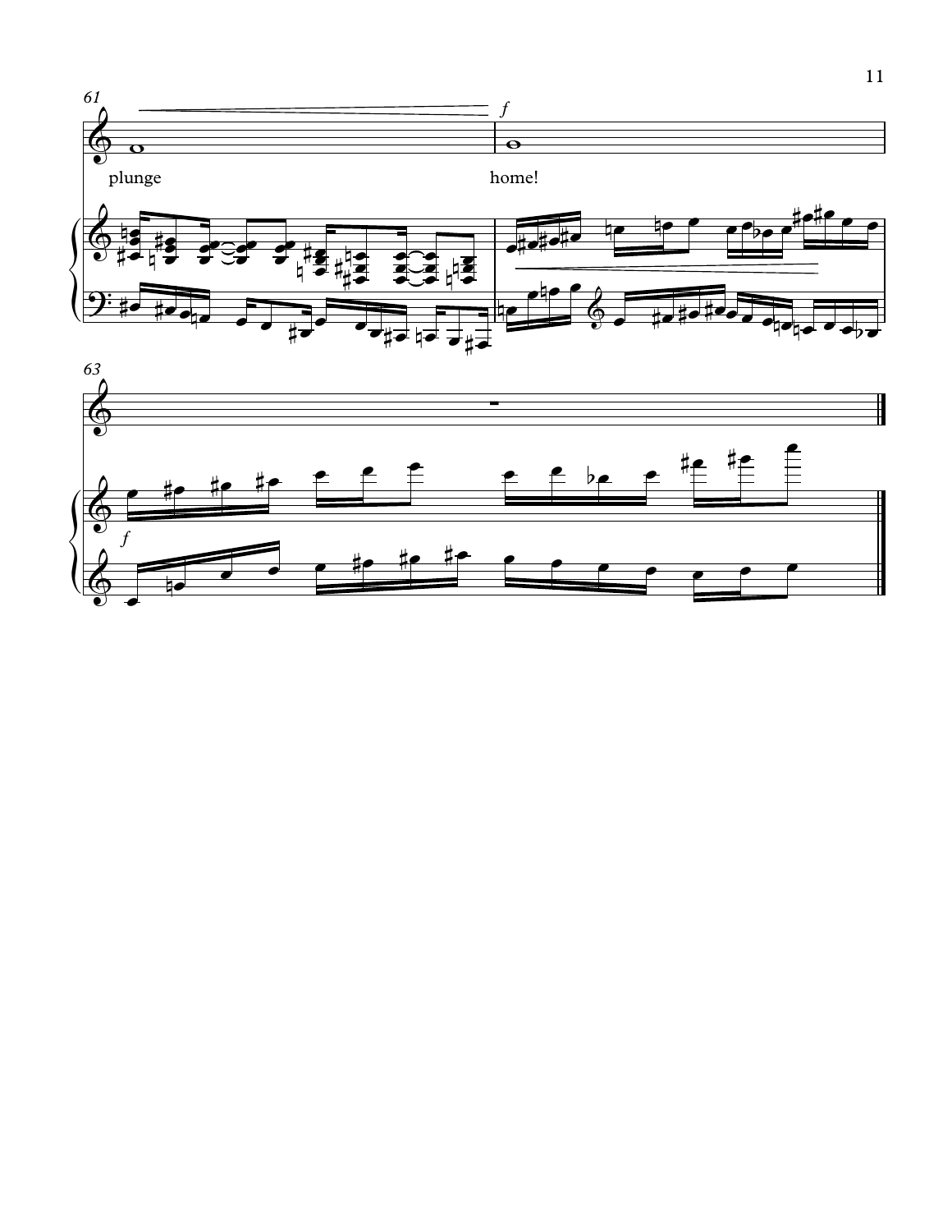61

plunge

*f*

home!

63

*f*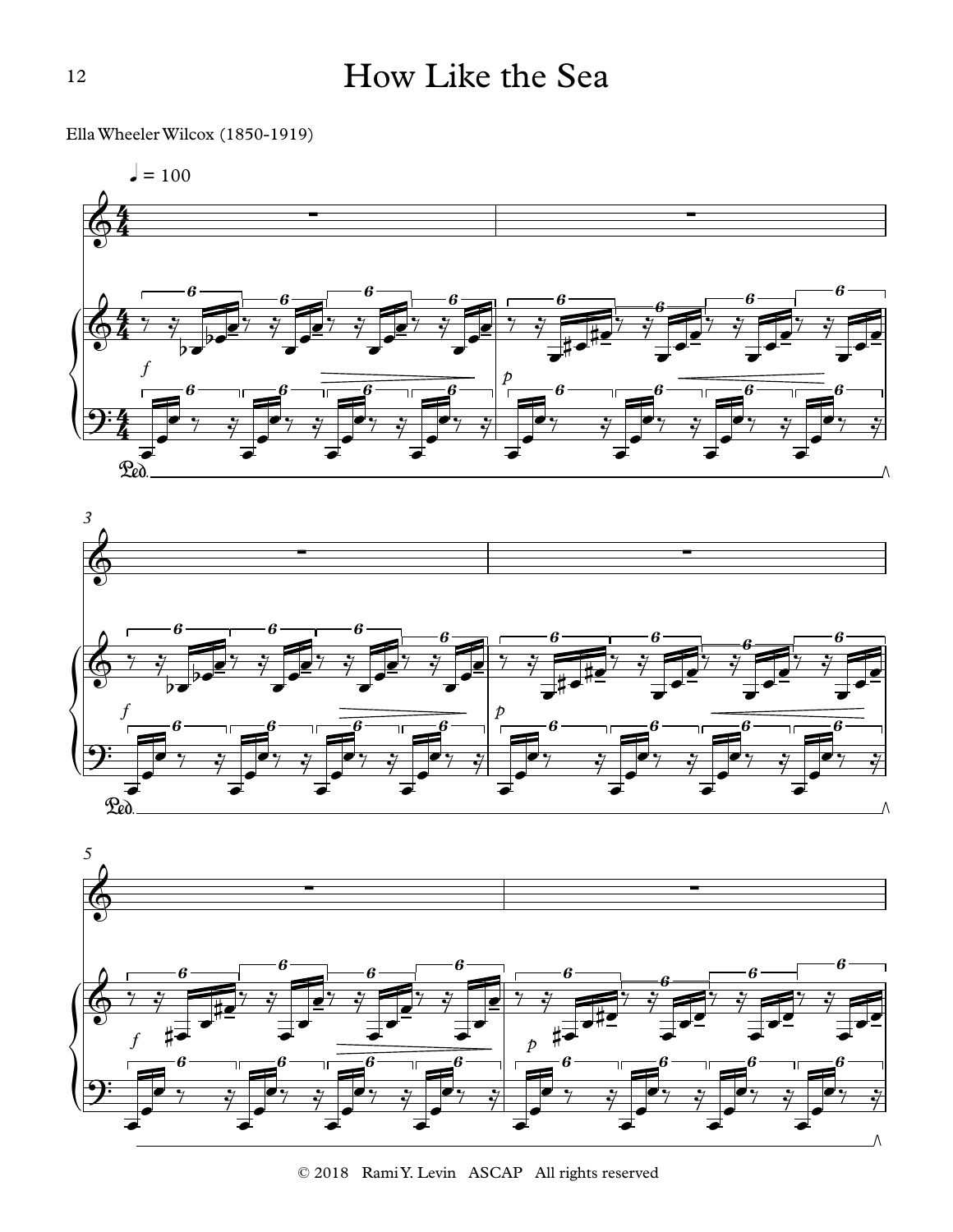# How Like the Sea

Ella Wheeler Wilcox (1850-1919)

© 2018 Rami Y. Levin ASCAP All rights reserved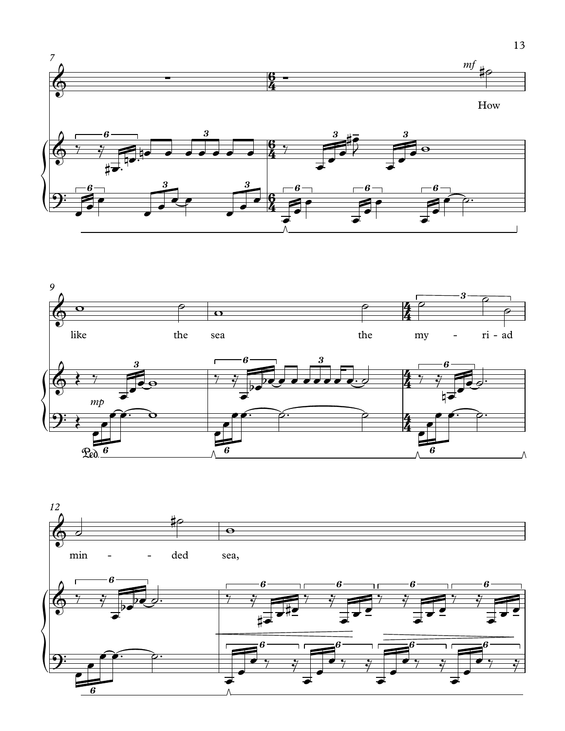How like the sea the my - ri - ad min - - ded sea,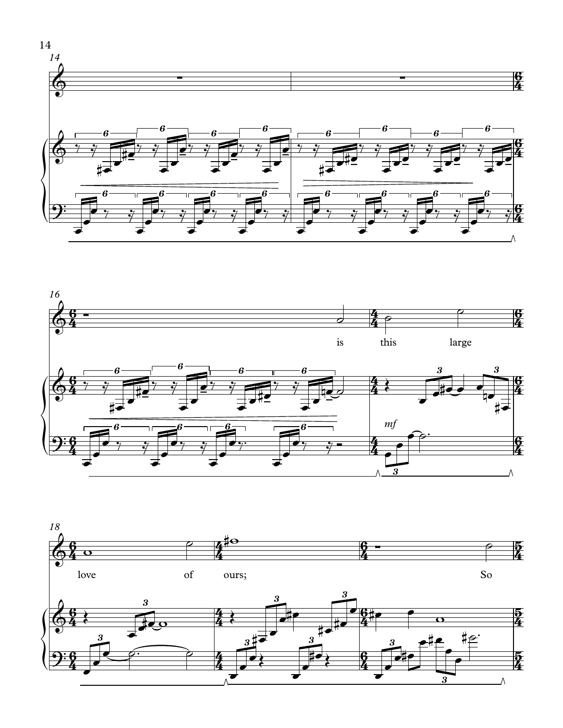is this large love of ours; So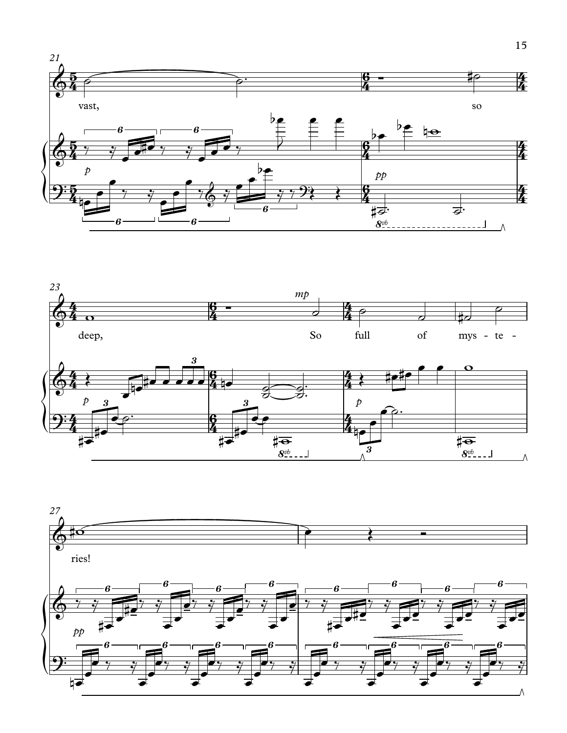21

vast, so

23

deep, So full of mys - te -

27

ries!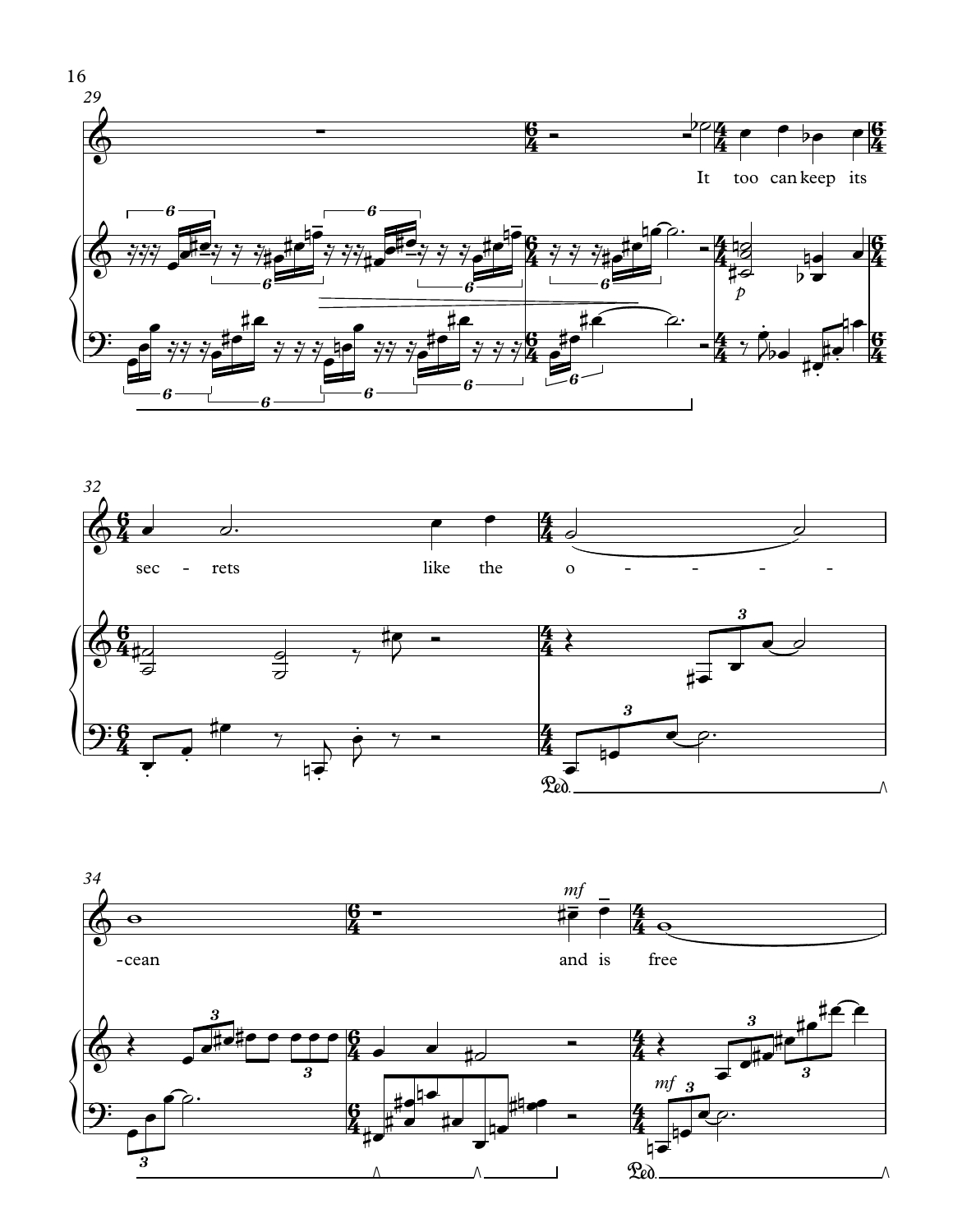29

It too can keep its

32

sec - rets like the o - - - - -

34

-cean and is free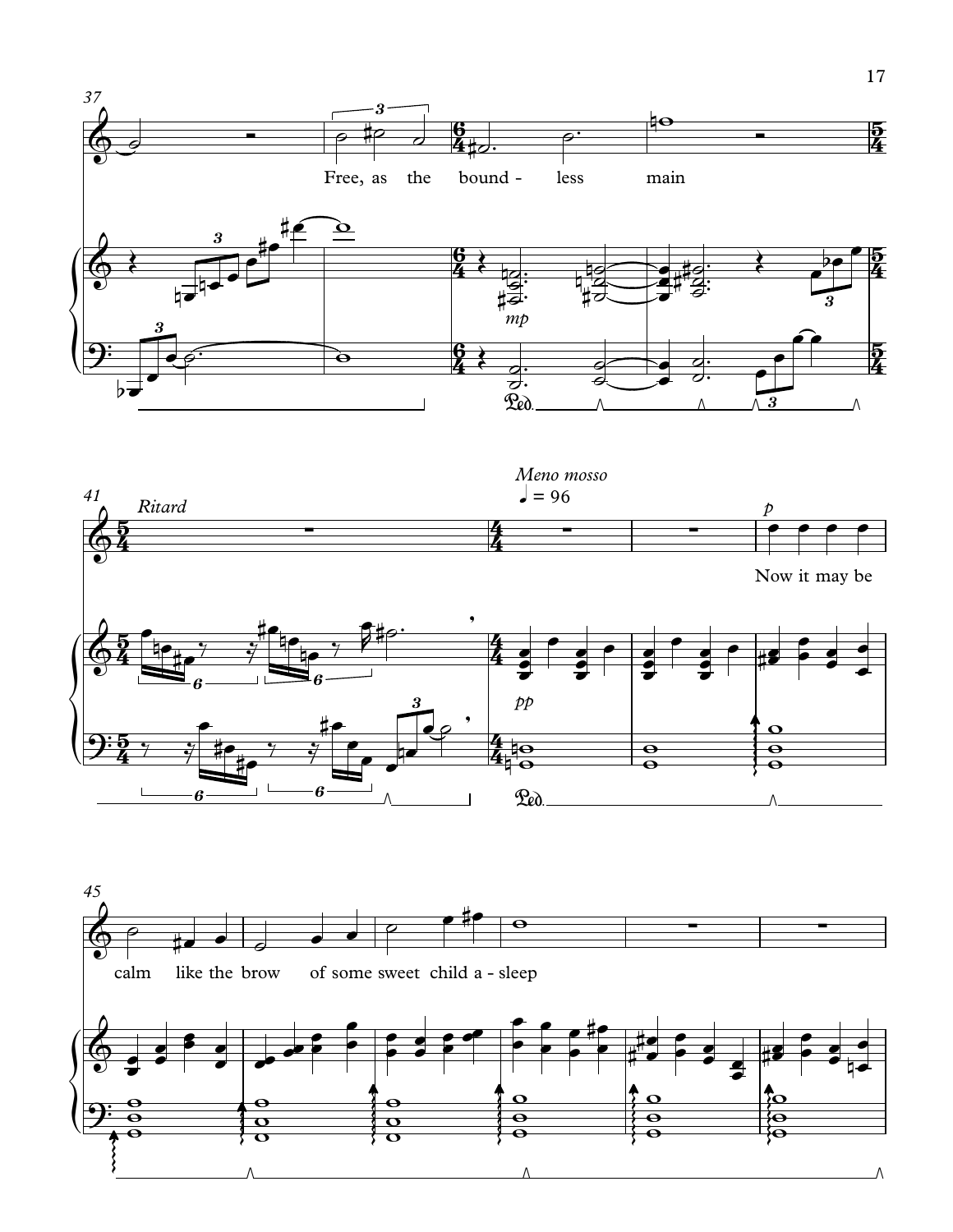Free, as the bound - less main

*mp*

*Ritard*

*Meno mosso*

♩ = 96

*pp*

*p*

Now it may be

calm like the brow of some sweet child a - sleep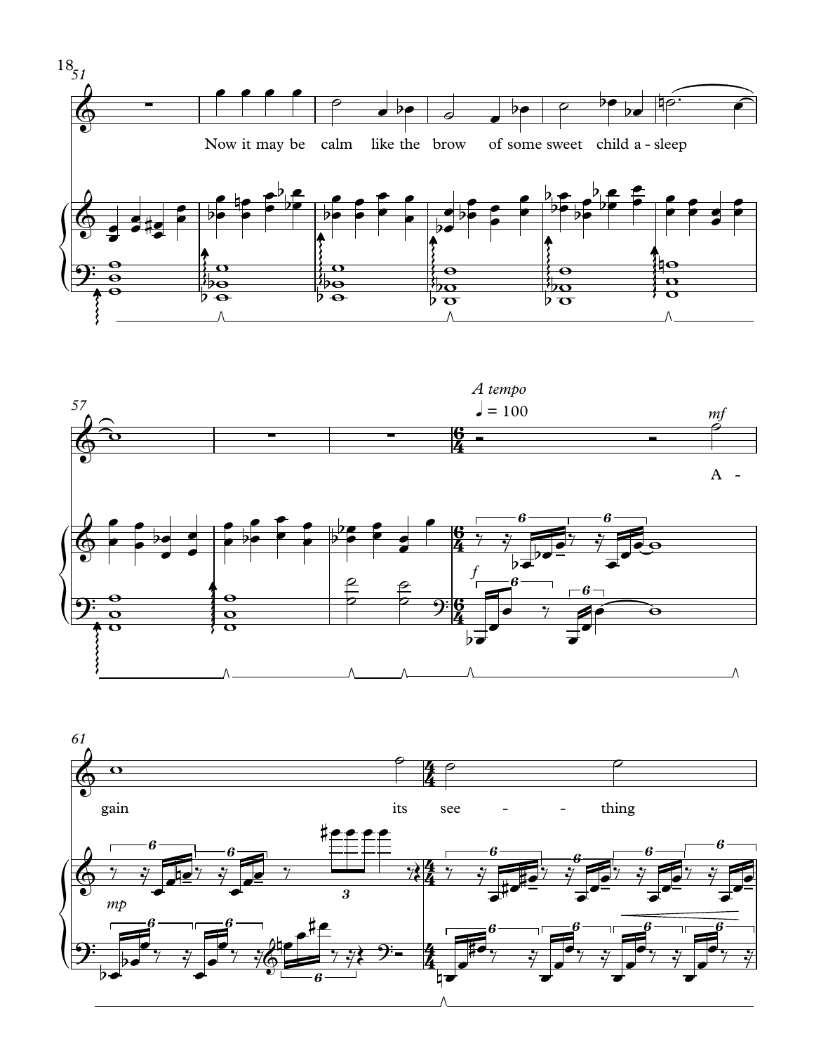51

Now it may be calm like the brow of some sweet child a - sleep

57

*A tempo*

♩ = 100

*mf*

*f*

A -

61

*mp*

gain its see - - thing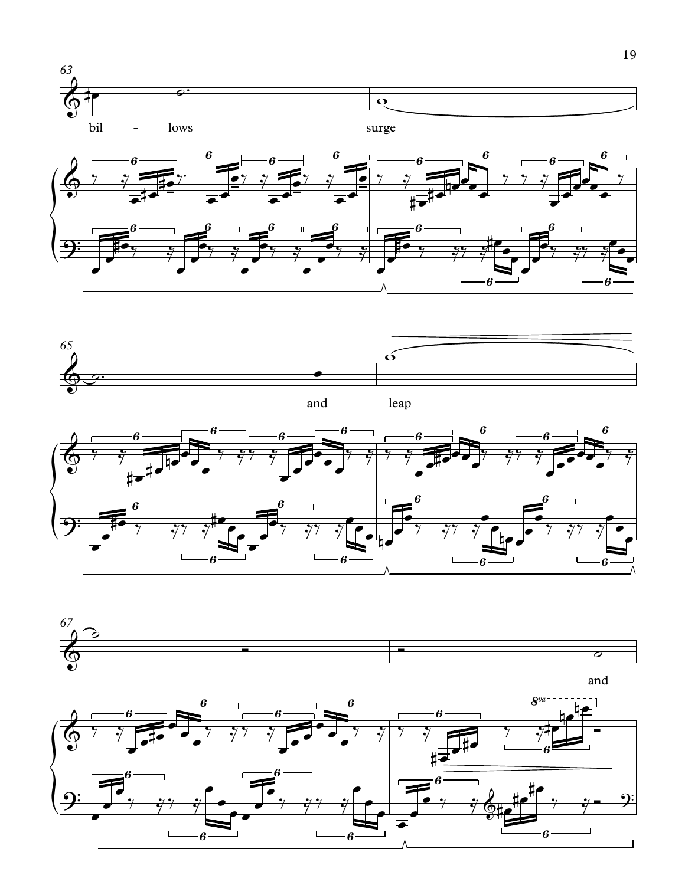63

bil - lows surge

65

and leap

67

and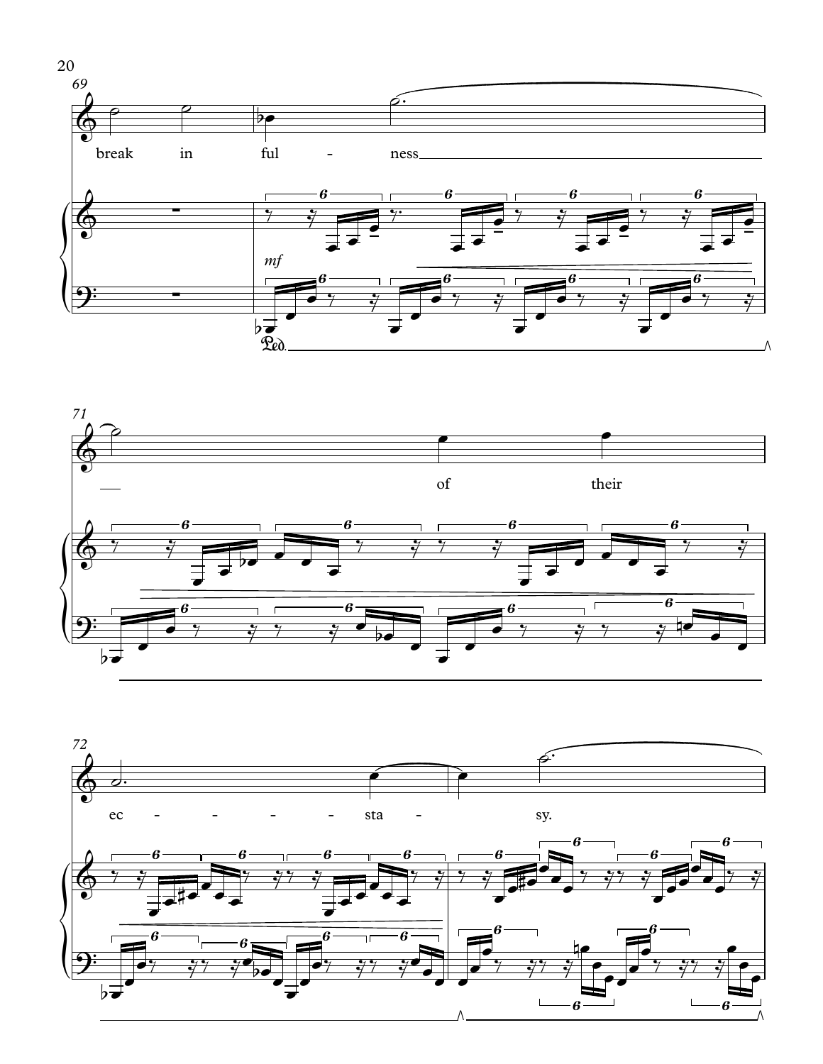69

break in ful - ness

*mf*

Ped.

71

of their

72

ec - sta - sy.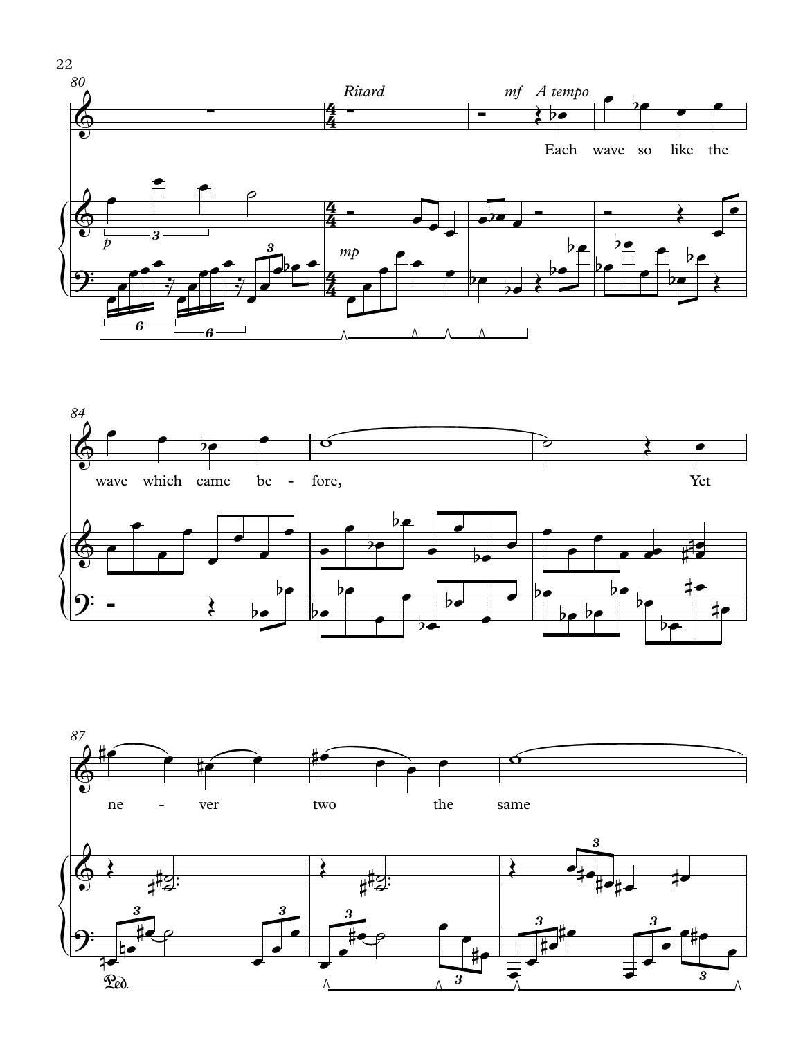Ritard

*mf* A tempo

Each wave so like the wave which came be - fore,

Yet ne - ver two the same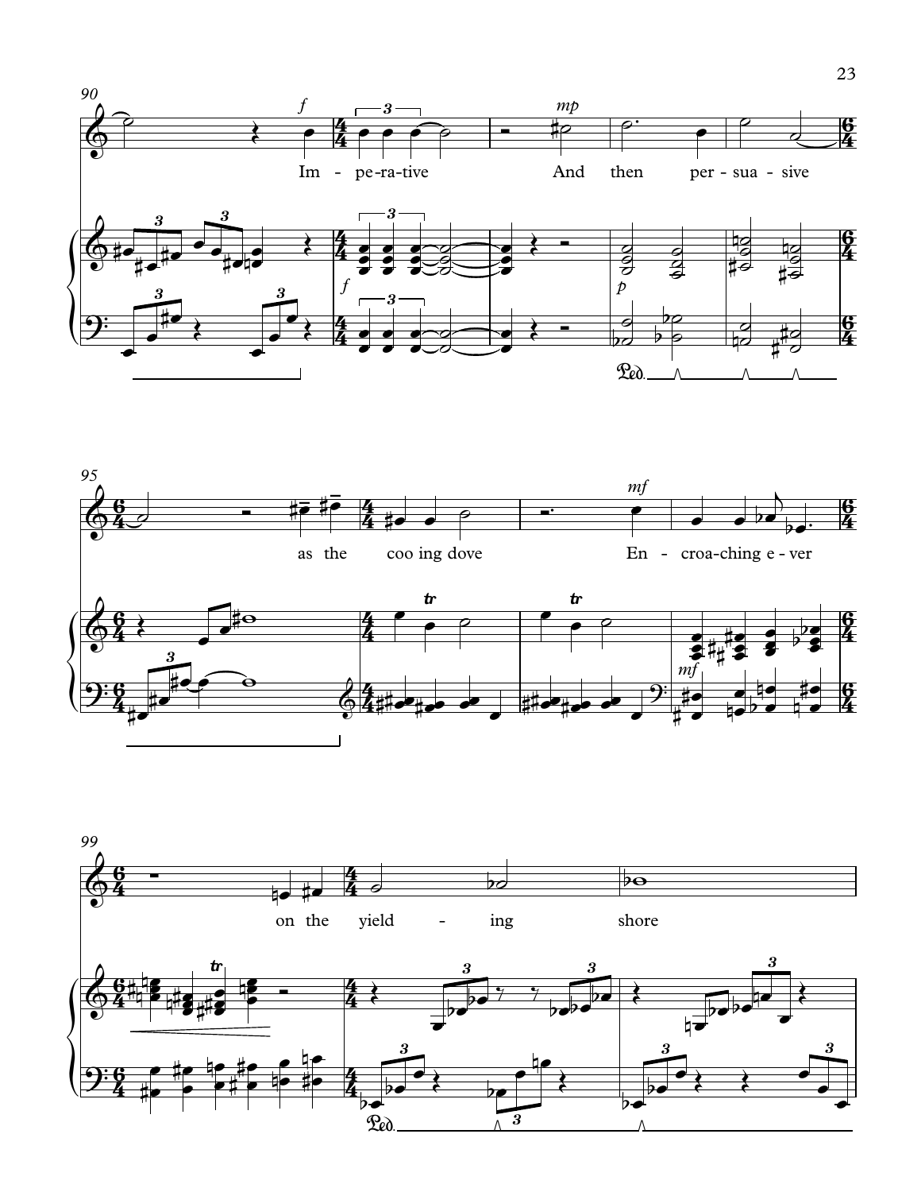Im - pe-ra-tive And then per-sua - sive

as the coo ing dove En - croa-ching e - ver

on the yield - ing shore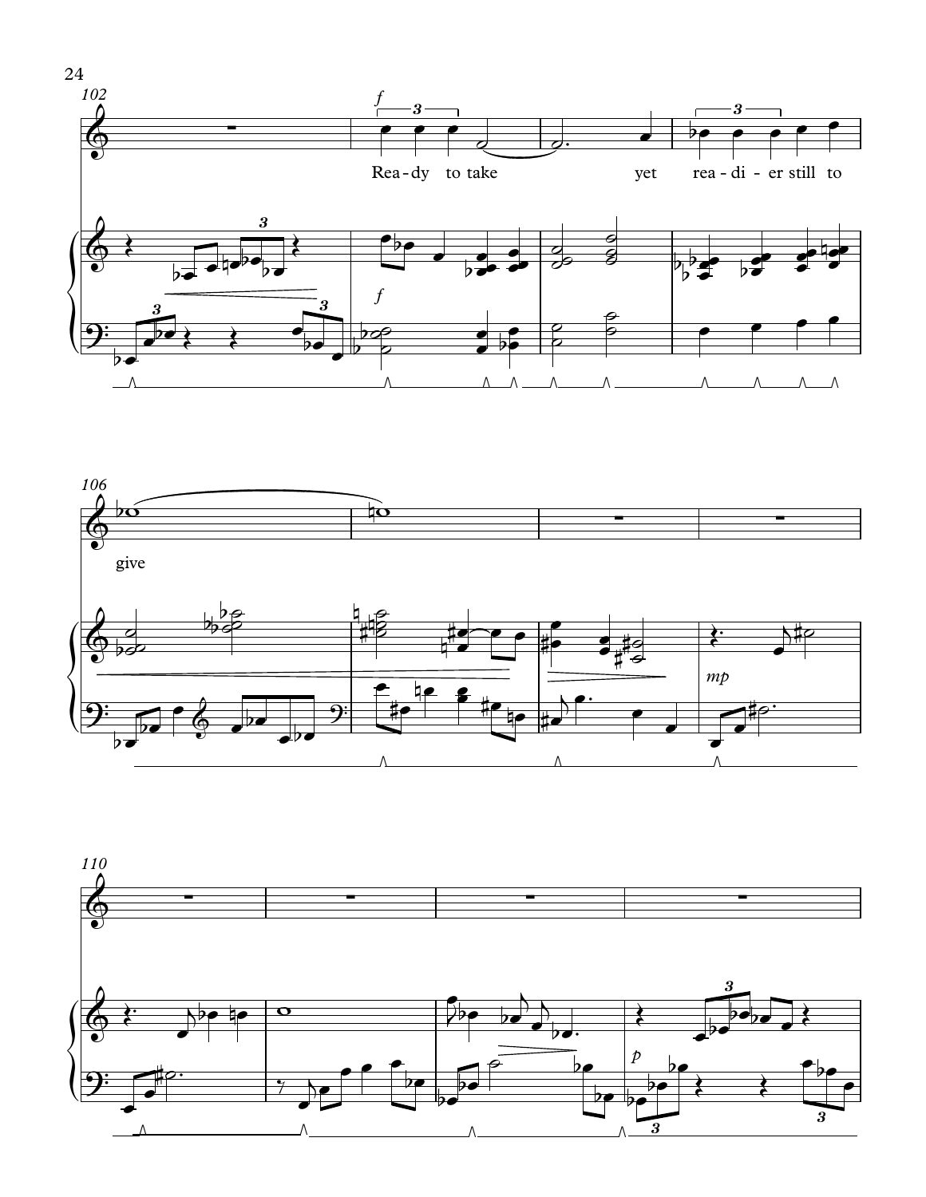Rea-dy to take yet rea-di-er still to give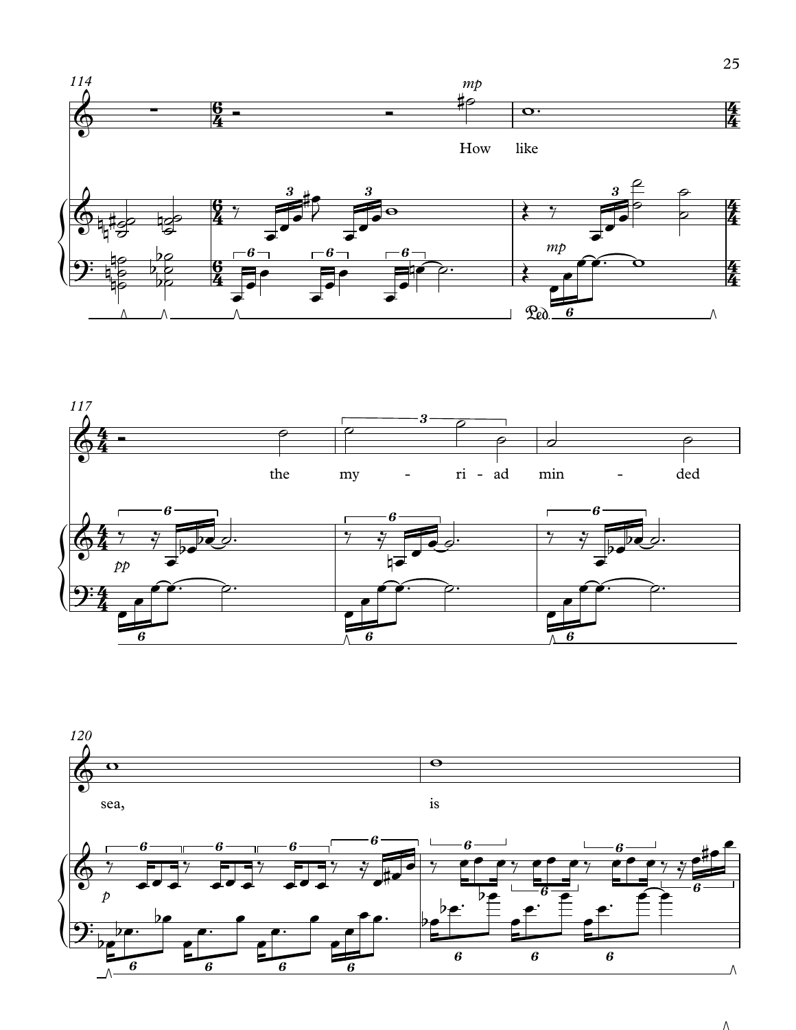How like the my - ri - ad min - ded sea, is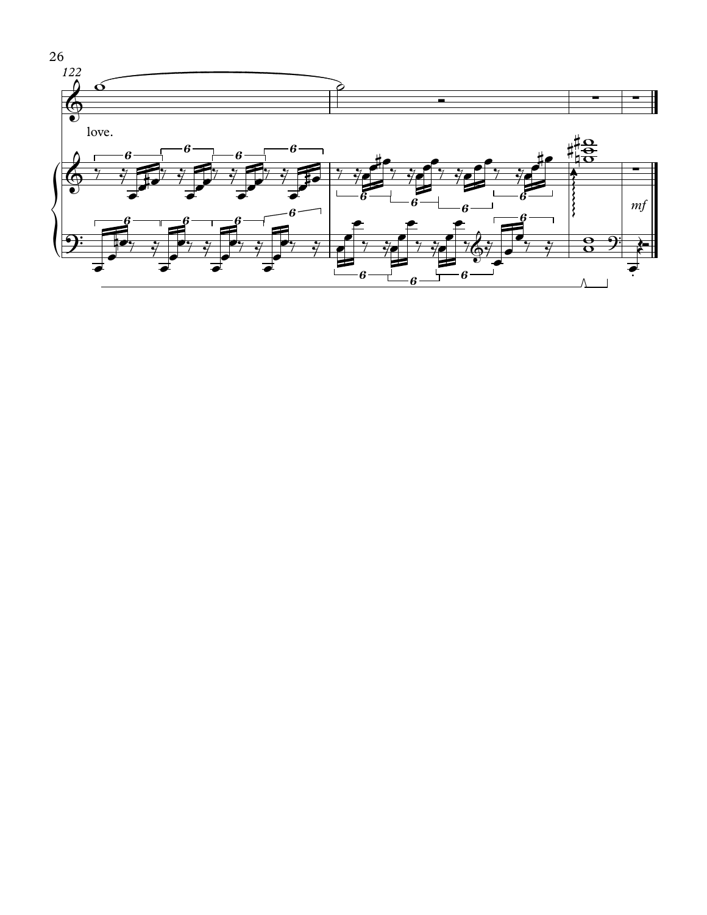122

love.

*mf*